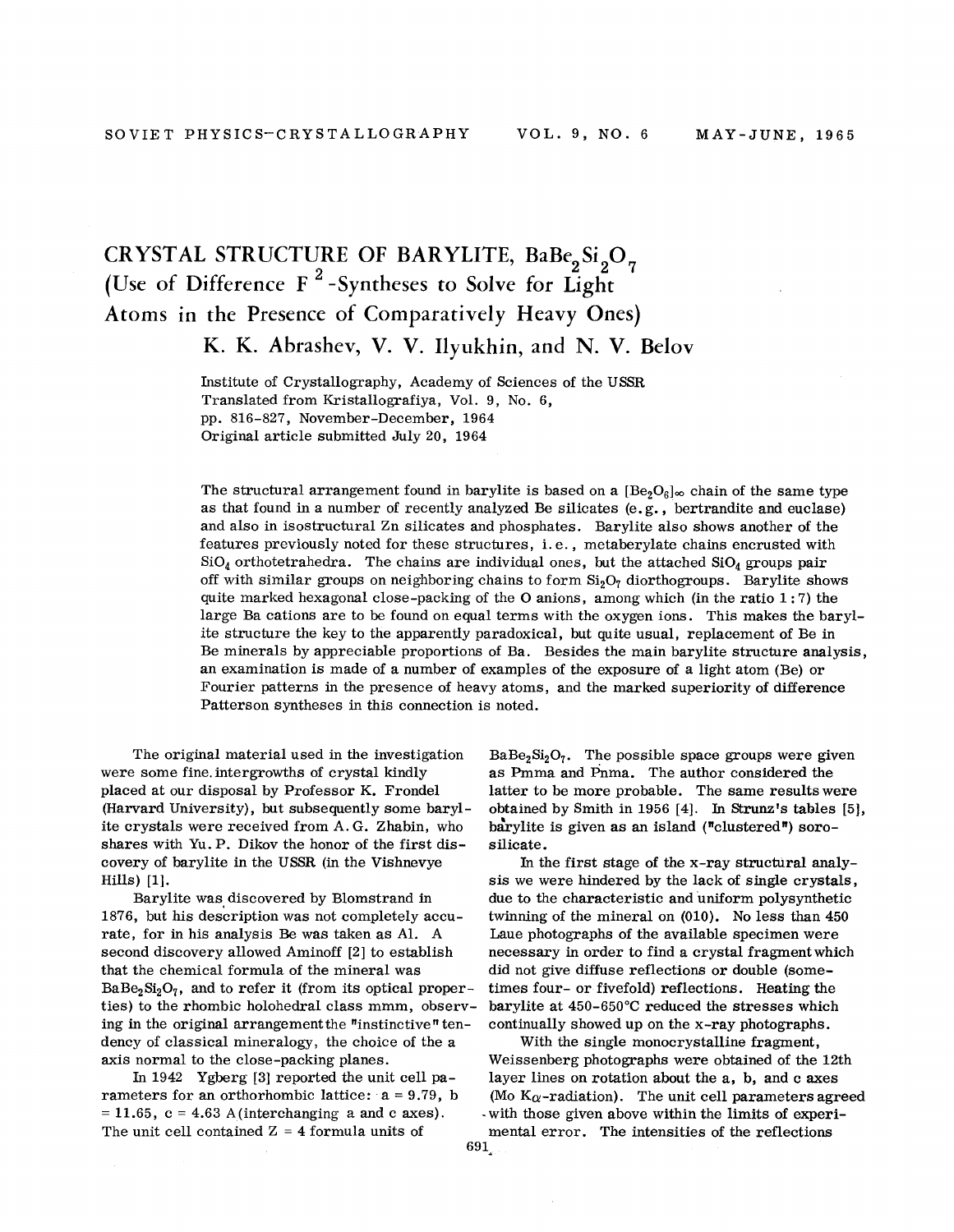# CRYSTAL STRUCTURE OF BARYLITE, $BaBe_2Si_2O_7$ (Use of Difference $F^2$-Syntheses to Solve for Light Atoms in the Presence of Comparatively Heavy Ones)

**K. K. Abrashev, V. V. Ilyukhin, and N. V. Belov**

Institute of Crystallography, Academy of Sciences of the USSR
Translated from Kristallografiya, Vol. 9, No. 6,
pp. 816-827, November-December, 1964
Original article submitted July 20, 1964

The structural arrangement found in barylite is based on a $[Be_2O_6]_\infty$ chain of the same type as that found in a number of recently analyzed Be silicates (e.g., bertrandite and euclase) and also in isostructural Zn silicates and phosphates. Barylite also shows another of the features previously noted for these structures, i.e., metaberylate chains encrusted with $SiO_4$ orthotetrahedra. The chains are individual ones, but the attached $SiO_4$ groups pair off with similar groups on neighboring chains to form $Si_2O_7$ diorthogroups. Barylite shows quite marked hexagonal close-packing of the O anions, among which (in the ratio 1 : 7) the large Ba cations are to be found on equal terms with the oxygen ions. This makes the barylite structure the key to the apparently paradoxical, but quite usual, replacement of Be in Be minerals by appreciable proportions of Ba. Besides the main barylite structure analysis, an examination is made of a number of examples of the exposure of a light atom (Be) or Fourier patterns in the presence of heavy atoms, and the marked superiority of difference Patterson syntheses in this connection is noted.

The original material used in the investigation were some fine intergrowths of crystal kindly placed at our disposal by Professor K. Frondel (Harvard University), but subsequently some barylite crystals were received from A. G. Zhabin, who shares with Yu. P. Dikov the honor of the first discovery of barylite in the USSR (in the Vishnevye Hills) [1].

Barylite was discovered by Blomstrand in 1876, but his description was not completely accurate, for in his analysis Be was taken as Al. A second discovery allowed Aminoff [2] to establish that the chemical formula of the mineral was $BaBe_2Si_2O_7$, and to refer it (from its optical properties) to the rhombic holohedral class mmm, observing in the original arrangement the "instinctive" tendency of classical mineralogy, the choice of the a axis normal to the close-packing planes.

In 1942 Ygberg [3] reported the unit cell parameters for an orthorhombic lattice: a = 9.79, b = 11.65, c = 4.63 A (interchanging a and c axes). The unit cell contained Z = 4 formula units of $BaBe_2Si_2O_7$. The possible space groups were given as Pmma and Pnma. The author considered the latter to be more probable. The same results were obtained by Smith in 1956 [4]. In Strunz's tables [5], barylite is given as an island ("clustered") sorosilicate.

In the first stage of the x-ray structural analysis we were hindered by the lack of single crystals, due to the characteristic and uniform polysynthetic twinning of the mineral on (010). No less than 450 Laue photographs of the available specimen were necessary in order to find a crystal fragment which did not give diffuse reflections or double (sometimes four- or fivefold) reflections. Heating the barylite at 450-650°C reduced the stresses which continually showed up on the x-ray photographs.

With the single monocrystalline fragment, Weissenberg photographs were obtained of the 12th layer lines on rotation about the a, b, and c axes (Mo K$\alpha$-radiation). The unit cell parameters agreed with those given above within the limits of experimental error. The intensities of the reflections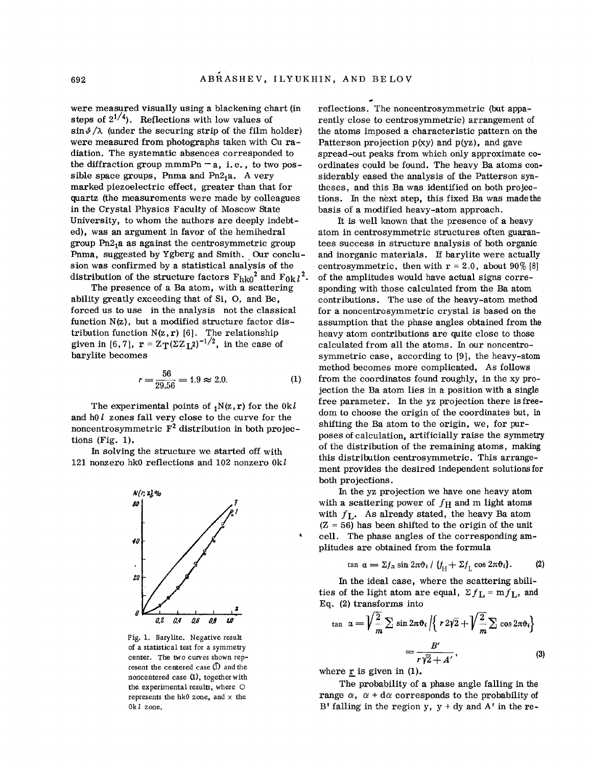were measured visually using a blackening chart (in steps of $2^{1/4}$). Reflections with low values of $\sin\vartheta/\lambda$ (under the securing strip of the film holder) were measured from photographs taken with Cu radiation. The systematic absences corresponded to the diffraction group mmmPn − a, i.e., to two possible space groups, Pnma and $Pn2_1a$. A very marked piezoelectric effect, greater than that for quartz (the measurements were made by colleagues in the Crystal Physics Faculty of Moscow State University, to whom the authors are deeply indebted), was an argument in favor of the hemihedral group $Pn2_1a$ as against the centrosymmetric group Pnma, suggested by Ygberg and Smith. Our conclusion was confirmed by a statistical analysis of the distribution of the structure factors $F_{hk0}^2$ and $F_{0kl}^2$.

The presence of a Ba atom, with a scattering ability greatly exceeding that of Si, O, and Be, forced us to use in the analysis not the classical function N(z), but a modified structure factor distribution function N(z, r) [6]. The relationship given in [6, 7], $r = Z_T(\Sigma Z_L{}^2)^{-1/2}$, in the case of barylite becomes

$$r = \frac{56}{29.56} = 1.9 \approx 2.0. \tag{1}$$

The experimental points of ${}_1N(z, r)$ for the $0kl$ and $h0l$ zones fall very close to the curve for the noncentrosymmetric $F^2$ distribution in both projections (Fig. 1).

In solving the structure we started off with 121 nonzero $hk0$ reflections and 102 nonzero $0kl$ reflections. The noncentrosymmetric (but apparently close to centrosymmetric) arrangement of the atoms imposed a characteristic pattern on the Patterson projection p(xy) and p(yz), and gave spread-out peaks from which only approximate coordinates could be found. The heavy Ba atoms considerably eased the analysis of the Patterson syntheses, and this Ba was identified on both projections. In the next step, this fixed Ba was made the basis of a modified heavy-atom approach.

Fig. 1. Barylite. Negative result of a statistical test for a symmetry center. The two curves shown represent the centered case ($\bar{1}$) and the noncentered case (1), together with the experimental results, where O represents the $hk0$ zone, and × the $0kl$ zone.

It is well known that the presence of a heavy atom in centrosymmetric structures often guarantees success in structure analysis of both organic and inorganic materials. If barylite were actually centrosymmetric, then with r = 2.0, about 90% [8] of the amplitudes would have actual signs corresponding with those calculated from the Ba atom contributions. The use of the heavy-atom method for a noncentrosymmetric crystal is based on the assumption that the phase angles obtained from the heavy atom contributions are quite close to those calculated from all the atoms. In our noncentrosymmetric case, according to [9], the heavy-atom method becomes more complicated. As follows from the coordinates found roughly, in the xy projection the Ba atom lies in a position with a single free parameter. In the yz projection there is freedom to choose the origin of the coordinates but, in shifting the Ba atom to the origin, we, for purposes of calculation, artificially raise the symmetry of the distribution of the remaining atoms, making this distribution centrosymmetric. This arrangement provides the desired independent solutions for both projections.

In the yz projection we have one heavy atom with a scattering power of $f_H$ and m light atoms with $f_L$. As already stated, the heavy Ba atom (Z = 56) has been shifted to the origin of the unit cell. The phase angles of the corresponding amplitudes are obtained from the formula

$$\tan\alpha = \Sigma f_L \sin 2\pi\vartheta_i \,/\, \{f_H + \Sigma f_L \cos 2\pi\vartheta_i\}. \tag{2}$$

In the ideal case, where the scattering abilities of the light atom are equal, $\Sigma f_L = m f_L$, and Eq. (2) transforms into

$$\tan\alpha = \sqrt{\frac{2}{m}}\sum \sin 2\pi\vartheta_i \Big/ \left\{ r\,2\sqrt{2} + \sqrt{\frac{2}{m}} \sum \cos 2\pi\vartheta_i \right\} = \frac{B'}{r\sqrt{2} + A'}, \tag{3}$$

where r is given in (1).

The probability of a phase angle falling in the range $\alpha$, $\alpha + d\alpha$ corresponds to the probability of $B'$ falling in the region y, y + dy and $A'$ in the re-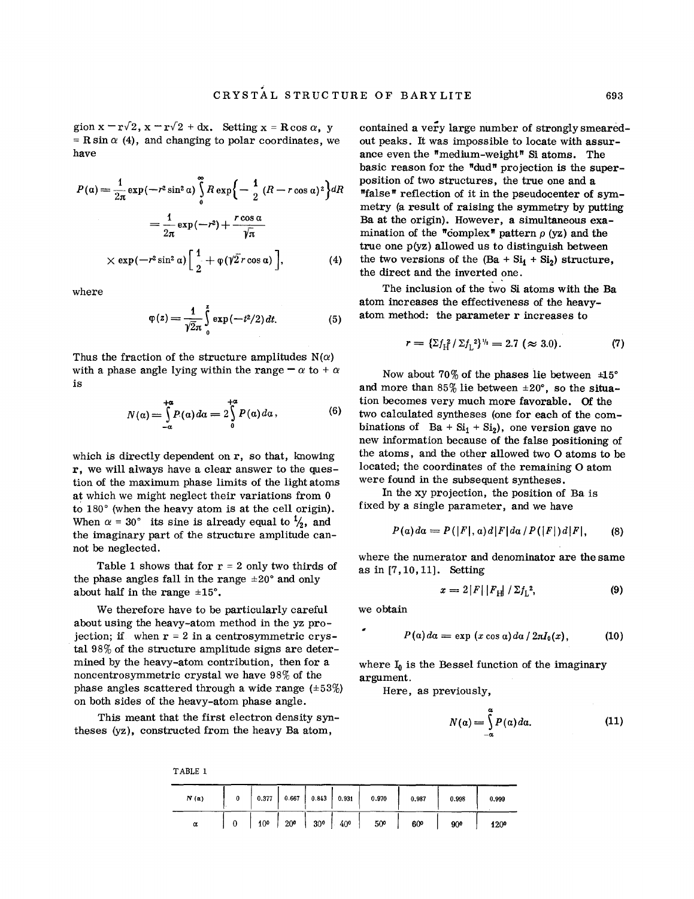gion $x - r\sqrt{2}$, $x - r\sqrt{2} + dx$. Setting $x = R\cos\alpha$, $y = R\sin\alpha$ (4), and changing to polar coordinates, we have

$$P(\alpha) = \frac{1}{2\pi}\exp(-r^2\sin^2\alpha)\int_0^\infty R\exp\left\{-\frac{1}{2}(R - r\cos\alpha)^2\right\}dR$$

$$= \frac{1}{2\pi}\exp(-r^2) + \frac{r\cos\alpha}{\sqrt{\pi}}$$

$$\times \exp(-r^2\sin^2\alpha)\left[\frac{1}{2} + \varphi(\sqrt{2}\,r\cos\alpha)\right], \tag{4}$$

where

$$\varphi(z) = \frac{1}{\sqrt{2\pi}}\int_0^z \exp(-t^2/2)\,dt. \tag{5}$$

Thus the fraction of the structure amplitudes $N(\alpha)$ with a phase angle lying within the range $-\alpha$ to $+\alpha$ is

$$N(\alpha) = \int_{-\alpha}^{+\alpha} P(\alpha)\,d\alpha = 2\int_0^{+\alpha} P(\alpha)\,d\alpha, \tag{6}$$

which is directly dependent on r, so that, knowing r, we will always have a clear answer to the question of the maximum phase limits of the light atoms at which we might neglect their variations from 0 to 180° (when the heavy atom is at the cell origin). When $\alpha = 30°$ its sine is already equal to $1/2$, and the imaginary part of the structure amplitude cannot be neglected.

Table 1 shows that for r = 2 only two thirds of the phase angles fall in the range ±20° and only about half in the range ±15°.

We therefore have to be particularly careful about using the heavy-atom method in the yz projection; if when r = 2 in a centrosymmetric crystal 98% of the structure amplitude signs are determined by the heavy-atom contribution, then for a noncentrosymmetric crystal we have 98% of the phase angles scattered through a wide range (±53%) on both sides of the heavy-atom phase angle.

This meant that the first electron density syntheses (yz), constructed from the heavy Ba atom, contained a very large number of strongly smeared-out peaks. It was impossible to locate with assurance even the "medium-weight" Si atoms. The basic reason for the "dud" projection is the superposition of two structures, the true one and a "false" reflection of it in the pseudocenter of symmetry (a result of raising the symmetry by putting Ba at the origin). However, a simultaneous examination of the "complex" pattern $\rho$ (yz) and the true one p(yz) allowed us to distinguish between the two versions of the ($Ba + Si_1 + Si_2$) structure, the direct and the inverted one.

The inclusion of the two Si atoms with the Ba atom increases the effectiveness of the heavy-atom method: the parameter r increases to

$$r = \{\Sigma f_H^2 / \Sigma f_L^2\}^{1/2} = 2.7\ (\approx 3.0). \tag{7}$$

Now about 70% of the phases lie between ±15° and more than 85% lie between ±20°, so the situation becomes very much more favorable. Of the two calculated syntheses (one for each of the combinations of $Ba + Si_1 + Si_2$), one version gave no new information because of the false positioning of the atoms, and the other allowed two O atoms to be located; the coordinates of the remaining O atom were found in the subsequent syntheses.

In the xy projection, the position of Ba is fixed by a single parameter, and we have

$$P(\alpha)\,d\alpha = P(|F|, \alpha)\,d|F|\,d\alpha \,/\, P(|F|)\,d|F|, \tag{8}$$

where the numerator and denominator are the same as in [7,10,11]. Setting

$$x = 2|F|\,|F_H| \,/\, \Sigma f_L^2, \tag{9}$$

we obtain

$$P(\alpha)\,d\alpha = \exp(x\cos\alpha)\,d\alpha \,/\, 2\pi I_0(x), \tag{10}$$

where $I_0$ is the Bessel function of the imaginary argument.

Here, as previously,

$$N(\alpha) = \int_{-\alpha}^{\alpha} P(\alpha)\,d\alpha. \tag{11}$$

TABLE 1

| $N(\alpha)$ | 0 | 0.377 | 0.667 | 0.843 | 0.931 | 0.970 | 0.987 | 0.998 | 0.999 |
|---|---|---|---|---|---|---|---|---|---|
| $\alpha$ | 0 | 10° | 20° | 30° | 40° | 50° | 60° | 90° | 120° |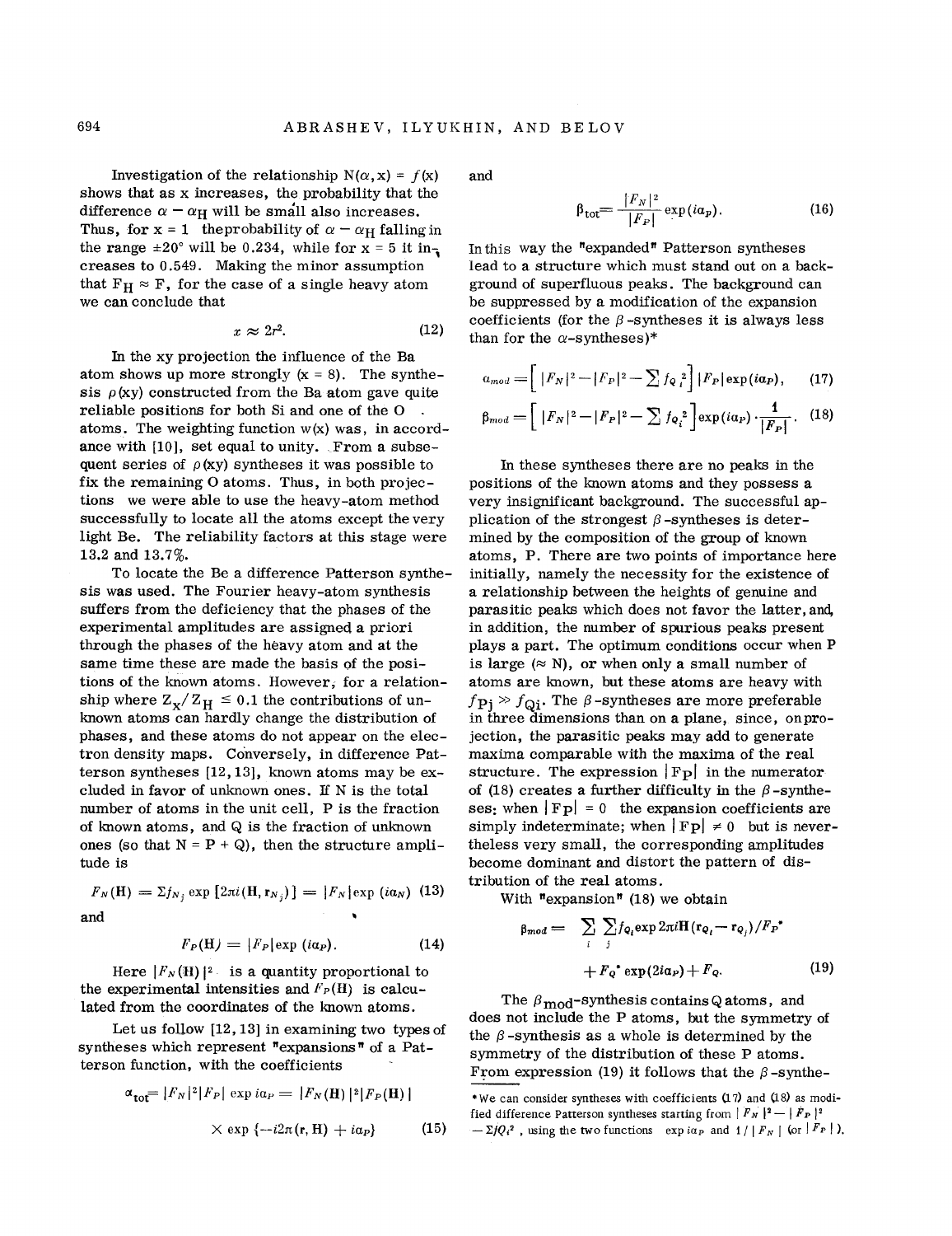Investigation of the relationship $N(\alpha, x) = f(x)$ shows that as x increases, the probability that the difference $\alpha - \alpha_H$ will be small also increases. Thus, for x = 1 the probability of $\alpha - \alpha_H$ falling in the range ±20° will be 0.234, while for x = 5 it increases to 0.549. Making the minor assumption that $F_H \approx F$, for the case of a single heavy atom we can conclude that

$$x \approx 2r^2. \tag{12}$$

In the xy projection the influence of the Ba atom shows up more strongly (x = 8). The synthesis $\rho(xy)$ constructed from the Ba atom gave quite reliable positions for both Si and one of the O atoms. The weighting function w(x) was, in accordance with [10], set equal to unity. From a subsequent series of $\rho(xy)$ syntheses it was possible to fix the remaining O atoms. Thus, in both projections we were able to use the heavy-atom method successfully to locate all the atoms except the very light Be. The reliability factors at this stage were 13.2 and 13.7%.

To locate the Be a difference Patterson synthesis was used. The Fourier heavy-atom synthesis suffers from the deficiency that the phases of the experimental amplitudes are assigned a priori through the phases of the heavy atom and at the same time these are made the basis of the positions of the known atoms. However, for a relationship where $Z_X/Z_H \le 0.1$ the contributions of unknown atoms can hardly change the distribution of phases, and these atoms do not appear on the electron density maps. Conversely, in difference Patterson syntheses [12, 13], known atoms may be excluded in favor of unknown ones. If N is the total number of atoms in the unit cell, P is the fraction of known atoms, and Q is the fraction of unknown ones (so that N = P + Q), then the structure amplitude is

$$F_N(\mathbf{H}) = \Sigma f_{N_j} \exp\left[2\pi i(\mathbf{H}, \mathbf{r}_{N_j})\right] = |F_N| \exp(i\alpha_N) \tag{13}$$

and

$$F_P(\mathbf{H}) = |F_P| \exp(i\alpha_P). \tag{14}$$

Here $|F_N(\mathbf{H})|^2$ is a quantity proportional to the experimental intensities and $F_P(\mathbf{H})$ is calculated from the coordinates of the known atoms.

Let us follow [12, 13] in examining two types of syntheses which represent "expansions" of a Patterson function, with the coefficients

$$\alpha_{tot} = |F_N|^2 |F_P| \exp i\alpha_P = |F_N(\mathbf{H})|^2 |F_P(\mathbf{H})| \times \exp\{-i2\pi(\mathbf{r}, \mathbf{H}) + i\alpha_P\} \tag{15}$$

and

$$\beta_{tot} = \frac{|F_N|^2}{|F_P|} \exp(i\alpha_P). \tag{16}$$

In this way the "expanded" Patterson syntheses lead to a structure which must stand out on a background of superfluous peaks. The background can be suppressed by a modification of the expansion coefficients (for the $\beta$-syntheses it is always less than for the $\alpha$-syntheses)*

$$\alpha_{mod} = \left[|F_N|^2 - |F_P|^2 - \sum f_{Q_i}^2\right] |F_P| \exp(i\alpha_P), \tag{17}$$

$$\beta_{mod} = \left[|F_N|^2 - |F_P|^2 - \sum f_{Q_i}^2\right] \exp(i\alpha_P) \cdot \frac{1}{|F_P|}. \tag{18}$$

In these syntheses there are no peaks in the positions of the known atoms and they possess a very insignificant background. The successful application of the strongest $\beta$-syntheses is determined by the composition of the group of known atoms, P. There are two points of importance here initially, namely the necessity for the existence of a relationship between the heights of genuine and parasitic peaks which does not favor the latter, and, in addition, the number of spurious peaks present plays a part. The optimum conditions occur when P is large ($\approx$ N), or when only a small number of atoms are known, but these atoms are heavy with $f_{P_j} \gg f_{Q_i}$. The $\beta$-syntheses are more preferable in three dimensions than on a plane, since, on projection, the parasitic peaks may add to generate maxima comparable with the maxima of the real structure. The expression $|F_P|$ in the numerator of (18) creates a further difficulty in the $\beta$-syntheses: when $|F_P| = 0$ the expansion coefficients are simply indeterminate; when $|F_P| \neq 0$ but is nevertheless very small, the corresponding amplitudes become dominant and distort the pattern of distribution of the real atoms.

With "expansion" (18) we obtain

$$\beta_{mod} = \sum_i \sum_j f_{Q_i} \exp 2\pi i \mathbf{H}(\mathbf{r}_{Q_i} - \mathbf{r}_{Q_j})/F_P^* + F_Q^* \exp(2i\alpha_P) + F_Q. \tag{19}$$

The $\beta_{mod}$-synthesis contains Q atoms, and does not include the P atoms, but the symmetry of the $\beta$-synthesis as a whole is determined by the symmetry of the distribution of these P atoms. From expression (19) it follows that the $\beta$-synthe-

*We can consider syntheses with coefficients (17) and (18) as modified difference Patterson syntheses starting from $|F_N|^2 - |F_P|^2 - \Sigma f Q_i^2$, using the two functions $\exp i\alpha_P$ and $1/|F_N|$ (or $|F_P|$).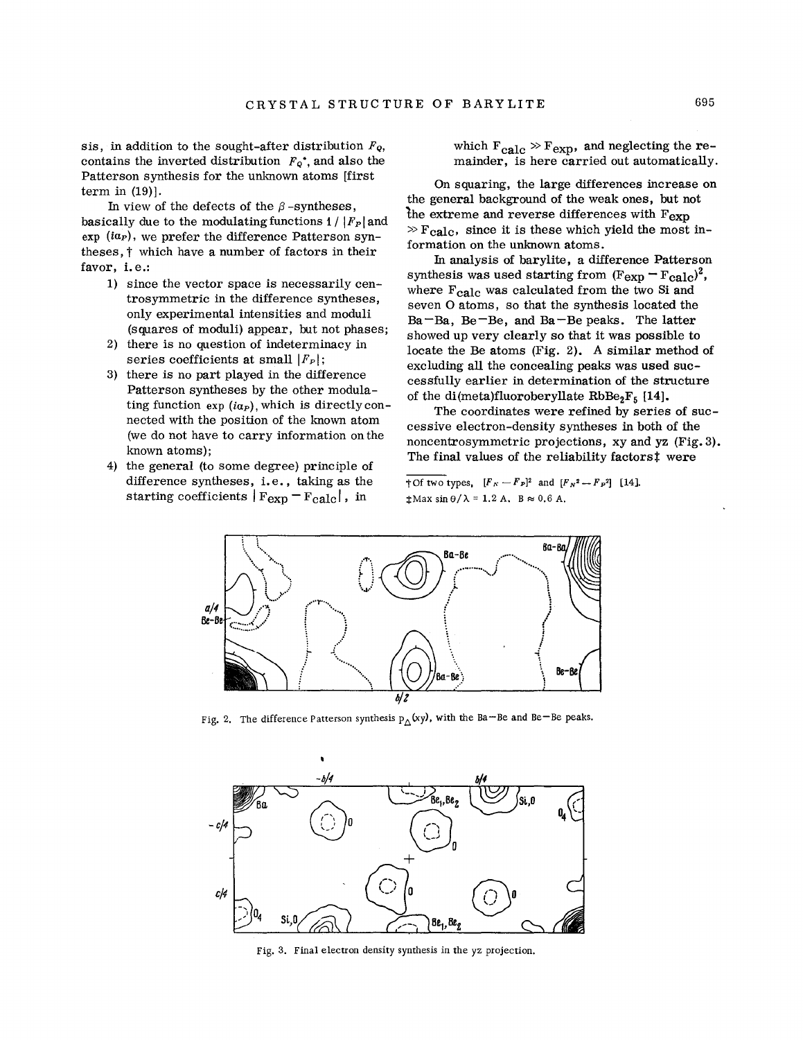sis, in addition to the sought-after distribution $F_Q$, contains the inverted distribution $F_Q^*$, and also the Patterson synthesis for the unknown atoms [first term in (19)].

In view of the defects of the $\beta$-syntheses, basically due to the modulating functions $1/|F_P|$ and $\exp(i\alpha_P)$, we prefer the difference Patterson syntheses,† which have a number of factors in their favor, i.e.:

1) since the vector space is necessarily centrosymmetric in the difference syntheses, only experimental intensities and moduli (squares of moduli) appear, but not phases;
2) there is no question of indeterminacy in series coefficients at small $|F_P|$;
3) there is no part played in the difference Patterson syntheses by the other modulating function $\exp(i\alpha_P)$, which is directly connected with the position of the known atom (we do not have to carry information on the known atoms);
4) the general (to some degree) principle of difference syntheses, i.e., taking as the starting coefficients $|F_{exp} - F_{calc}|$, in which $F_{calc} \gg F_{exp}$, and neglecting the remainder, is here carried out automatically.

On squaring, the large differences increase on the general background of the weak ones, but not the extreme and reverse differences with $F_{exp} \gg F_{calc}$, since it is these which yield the most information on the unknown atoms.

In analysis of barylite, a difference Patterson synthesis was used starting from $(F_{exp} - F_{calc})^2$, where $F_{calc}$ was calculated from the two Si and seven O atoms, so that the synthesis located the Ba–Ba, Be–Be, and Ba–Be peaks. The latter showed up very clearly so that it was possible to locate the Be atoms (Fig. 2). A similar method of excluding all the concealing peaks was used successfully earlier in determination of the structure of the di(meta)fluoroberyllate $RbBe_2F_5$ [14].

The coordinates were refined by series of successive electron-density syntheses in both of the noncentrosymmetric projections, xy and yz (Fig. 3). The final values of the reliability factors‡ were

†Of two types, $[F_N - F_P]^2$ and $[F_N^2 - F_P^2]$ [14].

‡Max $\sin\theta/\lambda$ = 1.2 A. B ≈ 0.6 A.

Fig. 2. The difference Patterson synthesis $P_\Delta(xy)$, with the Ba–Be and Be–Be peaks.

Fig. 3. Final electron density synthesis in the yz projection.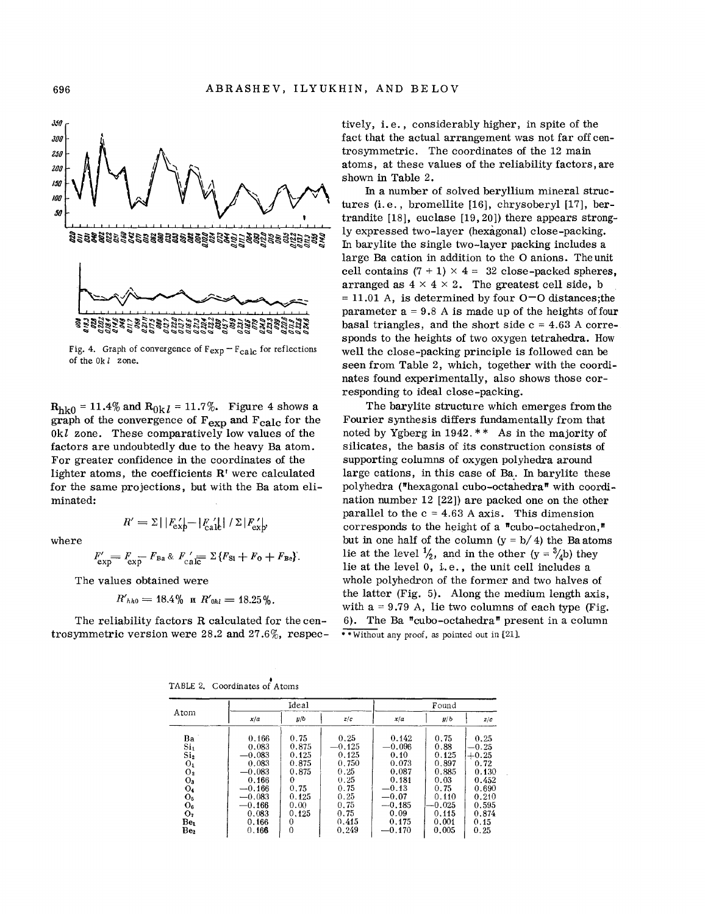Fig. 4. Graph of convergence of $F_{exp} - F_{calc}$ for reflections of the $0kl$ zone.

$R_{hk0} = 11.4\%$ and $R_{0kl} = 11.7\%$. Figure 4 shows a graph of the convergence of $F_{exp}$ and $F_{calc}$ for the $0kl$ zone. These comparatively low values of the factors are undoubtedly due to the heavy Ba atom. For greater confidence in the coordinates of the lighter atoms, the coefficients R' were calculated for the same projections, but with the Ba atom eliminated:

$$R' = \Sigma \left| |F'_{exp}| - |F'_{calc}| \right| / \Sigma |F'_{exp}|,$$

where

$$F'_{exp} = F_{exp} - F_{Ba} \;\&\; F'_{calc} = \Sigma \{F_{Si} + F_{O} + F_{Be}\}.$$

The values obtained were

$$R'_{hk0} = 18.4\% \text{ и } R'_{0kl} = 18.25\%.$$

The reliability factors R calculated for the centrosymmetric version were 28.2 and 27.6%, respectively, i.e., considerably higher, in spite of the fact that the actual arrangement was not far off centrosymmetric. The coordinates of the 12 main atoms, at these values of the reliability factors, are shown in Table 2.

In a number of solved beryllium mineral structures (i.e., bromellite [16], chrysoberyl [17], bertrandite [18], euclase [19,20]) there appears strongly expressed two-layer (hexagonal) close-packing. In barylite the single two-layer packing includes a large Ba cation in addition to the O anions. The unit cell contains $(7 + 1) \times 4 = 32$ close-packed spheres, arranged as $4 \times 4 \times 2$. The greatest cell side, b = 11.01 A, is determined by four O—O distances; the parameter a = 9.8 A is made up of the heights of four basal triangles, and the short side c = 4.63 A corresponds to the heights of two oxygen tetrahedra. How well the close-packing principle is followed can be seen from Table 2, which, together with the coordinates found experimentally, also shows those corresponding to ideal close-packing.

The barylite structure which emerges from the Fourier synthesis differs fundamentally from that noted by Ygberg in 1942.** As in the majority of silicates, the basis of its construction consists of supporting columns of oxygen polyhedra around large cations, in this case of Ba. In barylite these polyhedra ("hexagonal cubo-octahedra" with coordination number 12 [22]) are packed one on the other parallel to the c = 4.63 A axis. This dimension corresponds to the height of a "cubo-octahedron," but in one half of the column (y = b/4) the Ba atoms lie at the level ½, and in the other (y = ¾b) they lie at the level 0, i.e., the unit cell includes a whole polyhedron of the former and two halves of the latter (Fig. 5). Along the medium length axis, with a = 9.79 A, lie two columns of each type (Fig. 6). The Ba "cubo-octahedra" present in a column

** Without any proof, as pointed out in [21].

TABLE 2. Coordinates of Atoms

| Atom | Ideal | | | Found | | |
|---|---|---|---|---|---|---|
| | x/a | y/b | z/c | x/a | y/b | z/c |
| Ba | 0.166 | 0.75 | 0.25 | 0.142 | 0.75 | 0.25 |
| $Si_1$ | 0.083 | 0.875 | −0.125 | −0.096 | 0.88 | −0.25 |
| $Si_2$ | −0.083 | 0.125 | 0.125 | 0.10 | 0.125 | +0.25 |
| $O_1$ | 0.083 | 0.875 | 0.750 | 0.073 | 0.897 | 0.72 |
| $O_2$ | −0.083 | 0.875 | 0.25 | 0.087 | 0.885 | 0.130 |
| $O_3$ | 0.166 | 0 | 0.25 | 0.181 | 0.03 | 0.452 |
| $O_4$ | −0.166 | 0.75 | 0.75 | −0.13 | 0.75 | 0.690 |
| $O_5$ | −0.083 | 0.125 | 0.25 | −0.07 | 0.110 | 0.210 |
| $O_6$ | −0.166 | 0.00 | 0.75 | −0.185 | −0.025 | 0.595 |
| $O_7$ | 0.083 | 0.125 | 0.75 | 0.09 | 0.115 | 0.874 |
| $Be_1$ | 0.166 | 0 | 0.415 | 0.175 | 0.001 | 0.15 |
| $Be_2$ | 0.166 | 0 | 0.249 | −0.170 | 0.005 | 0.25 |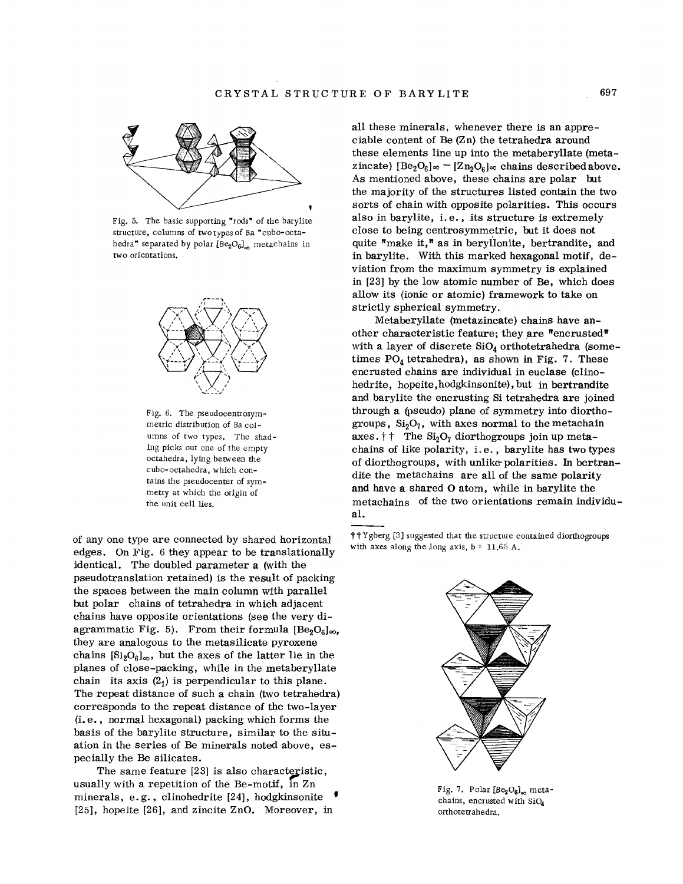Fig. 5. The basic supporting "rods" of the barylite structure, columns of two types of Ba "cubo-octahedra" separated by polar $[Be_2O_6]_\infty$ metachains in two orientations.

Fig. 6. The pseudocentrosymmetric distribution of Ba columns of two types. The shading picks out one of the empty octahedra, lying between the cubo-octahedra, which contains the pseudocenter of symmetry at which the origin of the unit cell lies.

of any one type are connected by shared horizontal edges. On Fig. 6 they appear to be translationally identical. The doubled parameter a (with the pseudotranslation retained) is the result of packing the spaces between the main column with parallel but polar chains of tetrahedra in which adjacent chains have opposite orientations (see the very diagrammatic Fig. 5). From their formula $[Be_2O_6]_\infty$, they are analogous to the metasilicate pyroxene chains $[Si_2O_6]_\infty$, but the axes of the latter lie in the planes of close-packing, while in the metaberyllate chain its axis ($2_1$) is perpendicular to this plane. The repeat distance of such a chain (two tetrahedra) corresponds to the repeat distance of the two-layer (i.e., normal hexagonal) packing which forms the basis of the barylite structure, similar to the situation in the series of Be minerals noted above, especially the Be silicates.

The same feature [23] is also characteristic, usually with a repetition of the Be-motif, in Zn minerals, e.g., clinohedrite [24], hodgkinsonite [25], hopeite [26], and zincite ZnO. Moreover, in all these minerals, whenever there is an appreciable content of Be (Zn) the tetrahedra around these elements line up into the metaberyllate (metazincate) $[Be_2O_6]_\infty$ – $[Zn_2O_6]_\infty$ chains described above. As mentioned above, these chains are polar but the majority of the structures listed contain the two sorts of chain with opposite polarities. This occurs also in barylite, i.e., its structure is extremely close to being centrosymmetric, but it does not quite "make it," as in beryllonite, bertrandite, and in barylite. With this marked hexagonal motif, deviation from the maximum symmetry is explained in [23] by the low atomic number of Be, which does allow its (ionic or atomic) framework to take on strictly spherical symmetry.

Metaberyllate (metazincate) chains have another characteristic feature; they are "encrusted" with a layer of discrete $SiO_4$ orthotetrahedra (sometimes $PO_4$ tetrahedra), as shown in Fig. 7. These encrusted chains are individual in euclase (clinohedrite, hopeite, hodgkinsonite), but in bertrandite and barylite the encrusting Si tetrahedra are joined through a (pseudo) plane of symmetry into diorthogroups, $Si_2O_7$, with axes normal to the metachain axes.†† The $Si_2O_7$ diorthogroups join up metachains of like polarity, i.e., barylite has two types of diorthogroups, with unlike polarities. In bertrandite the metachains are all of the same polarity and have a shared O atom, while in barylite the metachains of the two orientations remain individual.

†† Ygberg [3] suggested that the structure contained diorthogroups with axes along the long axis, b = 11.65 A.

Fig. 7. Polar $[Be_2O_6]_\infty$ metachains, encrusted with $SiO_4$ orthotetrahedra.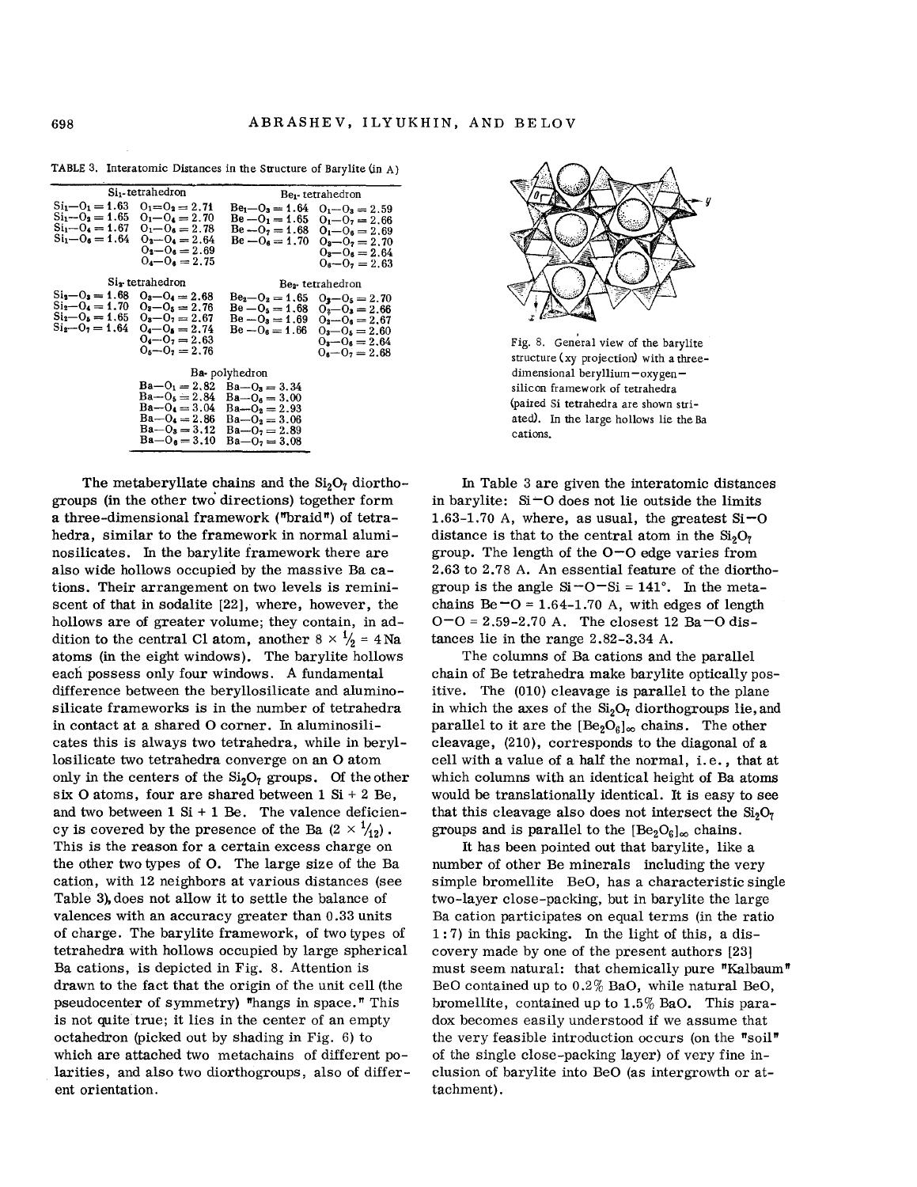TABLE 3. Interatomic Distances in the Structure of Barylite (in A)

| $Si_1$-tetrahedron | | $Be_1$-tetrahedron | |
|---|---|---|---|
| $Si_1$—$O_1$ = 1.63 | $O_1$—$O_2$ = 2.71 | $Be_1$—$O_3$ = 1.64 | $O_1$—$O_3$ = 2.59 |
| $Si_1$—$O_2$ = 1.65 | $O_1$—$O_4$ = 2.70 | Be —$O_1$ = 1.65 | $O_1$—$O_7$ = 2.66 |
| $Si_1$—$O_4$ = 1.67 | $O_1$—$O_6$ = 2.78 | Be —$O_7$ = 1.68 | $O_1$—$O_6$ = 2.69 |
| $Si_1$—$O_6$ = 1.64 | $O_2$—$O_4$ = 2.64 | Be —$O_6$ = 1.70 | $O_3$—$O_7$ = 2.70 |
| | $O_2$—$O_6$ = 2.69 | | $O_3$—$O_6$ = 2.64 |
| | $O_4$—$O_6$ = 2.75 | | $O_6$—$O_7$ = 2.63 |
| $Si_2$-tetrahedron | | $Be_2$-tetrahedron | |
| $Si_2$—$O_3$ = 1.68 | $O_3$—$O_4$ = 2.68 | $Be_2$—$O_2$ = 1.65 | $O_2$—$O_5$ = 2.70 |
| $Si_2$—$O_4$ = 1.70 | $O_3$—$O_5$ = 2.76 | Be —$O_5$ = 1.68 | $O_2$—$O_3$ = 2.66 |
| $Si_2$—$O_5$ = 1.65 | $O_3$—$O_7$ = 2.67 | Be —$O_3$ = 1.69 | $O_2$—$O_6$ = 2.67 |
| $Si_2$—$O_7$ = 1.64 | $O_4$—$O_5$ = 2.74 | Be —$O_6$ = 1.66 | $O_3$—$O_5$ = 2.60 |
| | $O_4$—$O_7$ = 2.63 | | $O_3$—$O_6$ = 2.64 |
| | $O_5$—$O_7$ = 2.76 | | $O_6$—$O_7$ = 2.68 |

| Ba-polyhedron | |
|---|---|
| Ba—$O_1$ = 2.82 | Ba—$O_3$ = 3.34 |
| Ba—$O_5$ = 2.84 | Ba—$O_6$ = 3.00 |
| Ba—$O_4$ = 3.04 | Ba—$O_2$ = 2.93 |
| Ba—$O_4$ = 2.86 | Ba—$O_2$ = 3.06 |
| Ba—$O_3$ = 3.12 | Ba—$O_7$ = 2.89 |
| Ba—$O_6$ = 3.10 | Ba—$O_7$ = 3.08 |

Fig. 8. General view of the barylite structure (xy projection) with a three-dimensional beryllium–oxygen–silicon framework of tetrahedra (paired Si tetrahedra are shown striated). In the large hollows lie the Ba cations.

The metaberyllate chains and the $Si_2O_7$ diorthogroups (in the other two directions) together form a three-dimensional framework ("braid") of tetrahedra, similar to the framework in normal aluminosilicates. In the barylite framework there are also wide hollows occupied by the massive Ba cations. Their arrangement on two levels is reminiscent of that in sodalite [22], where, however, the hollows are of greater volume; they contain, in addition to the central Cl atom, another $8 \times 1/2 = 4$ Na atoms (in the eight windows). The barylite hollows each possess only four windows. A fundamental difference between the beryllosilicate and aluminosilicate frameworks is in the number of tetrahedra in contact at a shared O corner. In aluminosilicates this is always two tetrahedra, while in beryllosilicate two tetrahedra converge on an O atom only in the centers of the $Si_2O_7$ groups. Of the other six O atoms, four are shared between 1 Si + 2 Be, and two between 1 Si + 1 Be. The valence deficiency is covered by the presence of the Ba $(2 \times 1/12)$. This is the reason for a certain excess charge on the other two types of O. The large size of the Ba cation, with 12 neighbors at various distances (see Table 3), does not allow it to settle the balance of valences with an accuracy greater than 0.33 units of charge. The barylite framework, of two types of tetrahedra with hollows occupied by large spherical Ba cations, is depicted in Fig. 8. Attention is drawn to the fact that the origin of the unit cell (the pseudocenter of symmetry) "hangs in space." This is not quite true; it lies in the center of an empty octahedron (picked out by shading in Fig. 6) to which are attached two metachains of different polarities, and also two diorthogroups, also of different orientation.

In Table 3 are given the interatomic distances in barylite: Si—O does not lie outside the limits 1.63-1.70 A, where, as usual, the greatest Si—O distance is that to the central atom in the $Si_2O_7$ group. The length of the O—O edge varies from 2.63 to 2.78 A. An essential feature of the diorthogroup is the angle Si—O—Si = 141°. In the metachains Be—O = 1.64-1.70 A, with edges of length O—O = 2.59-2.70 A. The closest 12 Ba—O distances lie in the range 2.82-3.34 A.

The columns of Ba cations and the parallel chain of Be tetrahedra make barylite optically positive. The (010) cleavage is parallel to the plane in which the axes of the $Si_2O_7$ diorthogroups lie, and parallel to it are the $[Be_2O_6]_\infty$ chains. The other cleavage, (210), corresponds to the diagonal of a cell with a value of a half the normal, i.e., that at which columns with an identical height of Ba atoms would be translationally identical. It is easy to see that this cleavage also does not intersect the $Si_2O_7$ groups and is parallel to the $[Be_2O_6]_\infty$ chains.

It has been pointed out that barylite, like a number of other Be minerals including the very simple bromellite BeO, has a characteristic single two-layer close-packing, but in barylite the large Ba cation participates on equal terms (in the ratio 1 : 7) in this packing. In the light of this, a discovery made by one of the present authors [23] must seem natural: that chemically pure "Kalbaum" BeO contained up to 0.2% BaO, while natural BeO, bromellite, contained up to 1.5% BaO. This paradox becomes easily understood if we assume that the very feasible introduction occurs (on the "soil" of the single close-packing layer) of very fine inclusion of barylite into BeO (as intergrowth or attachment).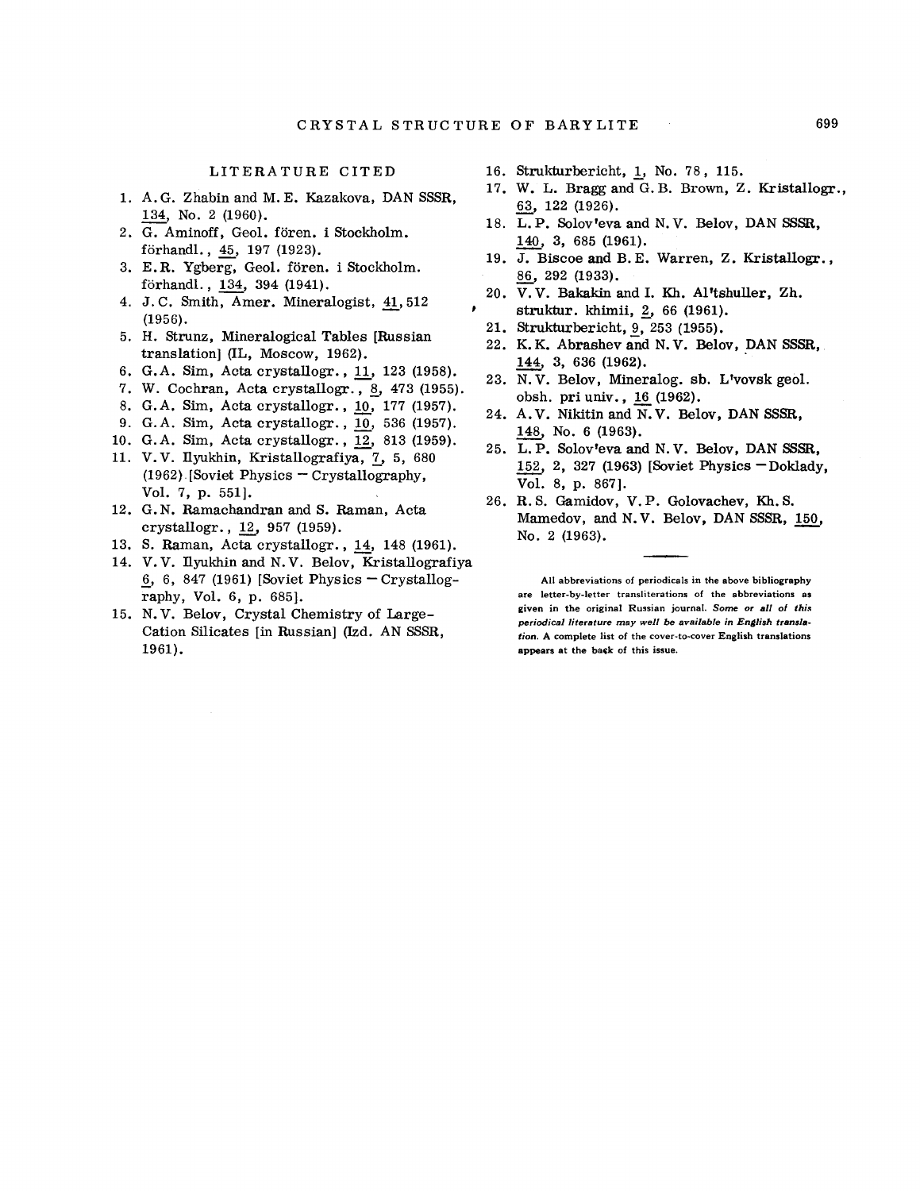## LITERATURE CITED

1. A.G. Zhabin and M.E. Kazakova, DAN SSSR, 134, No. 2 (1960).
2. G. Aminoff, Geol. fören. i Stockholm. förhandl., 45, 197 (1923).
3. E.R. Ygberg, Geol. fören. i Stockholm. förhandl., 134, 394 (1941).
4. J.C. Smith, Amer. Mineralogist, 41, 512 (1956).
5. H. Strunz, Mineralogical Tables [Russian translation] (IL, Moscow, 1962).
6. G.A. Sim, Acta crystallogr., 11, 123 (1958).
7. W. Cochran, Acta crystallogr., 8, 473 (1955).
8. G.A. Sim, Acta crystallogr., 10, 177 (1957).
9. G.A. Sim, Acta crystallogr., 10, 536 (1957).
10. G.A. Sim, Acta crystallogr., 12, 813 (1959).
11. V.V. Ilyukhin, Kristallografiya, 7, 5, 680 (1962) [Soviet Physics – Crystallography, Vol. 7, p. 551].
12. G.N. Ramachandran and S. Raman, Acta crystallogr., 12, 957 (1959).
13. S. Raman, Acta crystallogr., 14, 148 (1961).
14. V.V. Ilyukhin and N.V. Belov, Kristallografiya 6, 6, 847 (1961) [Soviet Physics – Crystallography, Vol. 6, p. 685].
15. N.V. Belov, Crystal Chemistry of Large-Cation Silicates [in Russian] (Izd. AN SSSR, 1961).
16. Strukturbericht, 1, No. 78, 115.
17. W. L. Bragg and G.B. Brown, Z. Kristallogr., 63, 122 (1926).
18. L.P. Solov'eva and N.V. Belov, DAN SSSR, 140, 3, 685 (1961).
19. J. Biscoe and B.E. Warren, Z. Kristallogr., 86, 292 (1933).
20. V.V. Bakakin and I. Kh. Al'tshuller, Zh. struktur. khimii, 2, 66 (1961).
21. Strukturbericht, 9, 253 (1955).
22. K.K. Abrashev and N.V. Belov, DAN SSSR, 144, 3, 636 (1962).
23. N.V. Belov, Mineralog. sb. L'vovsk geol. obsh. pri univ., 16 (1962).
24. A.V. Nikitin and N.V. Belov, DAN SSSR, 148, No. 6 (1963).
25. L.P. Solov'eva and N.V. Belov, DAN SSSR, 152, 2, 327 (1963) [Soviet Physics – Doklady, Vol. 8, p. 867].
26. R.S. Gamidov, V.P. Golovachev, Kh.S. Mamedov, and N.V. Belov, DAN SSSR, 150, No. 2 (1963).

All abbreviations of periodicals in the above bibliography are letter-by-letter transliterations of the abbreviations as given in the original Russian journal. *Some or all of this periodical literature may well be available in English translation.* A complete list of the cover-to-cover English translations appears at the back of this issue.